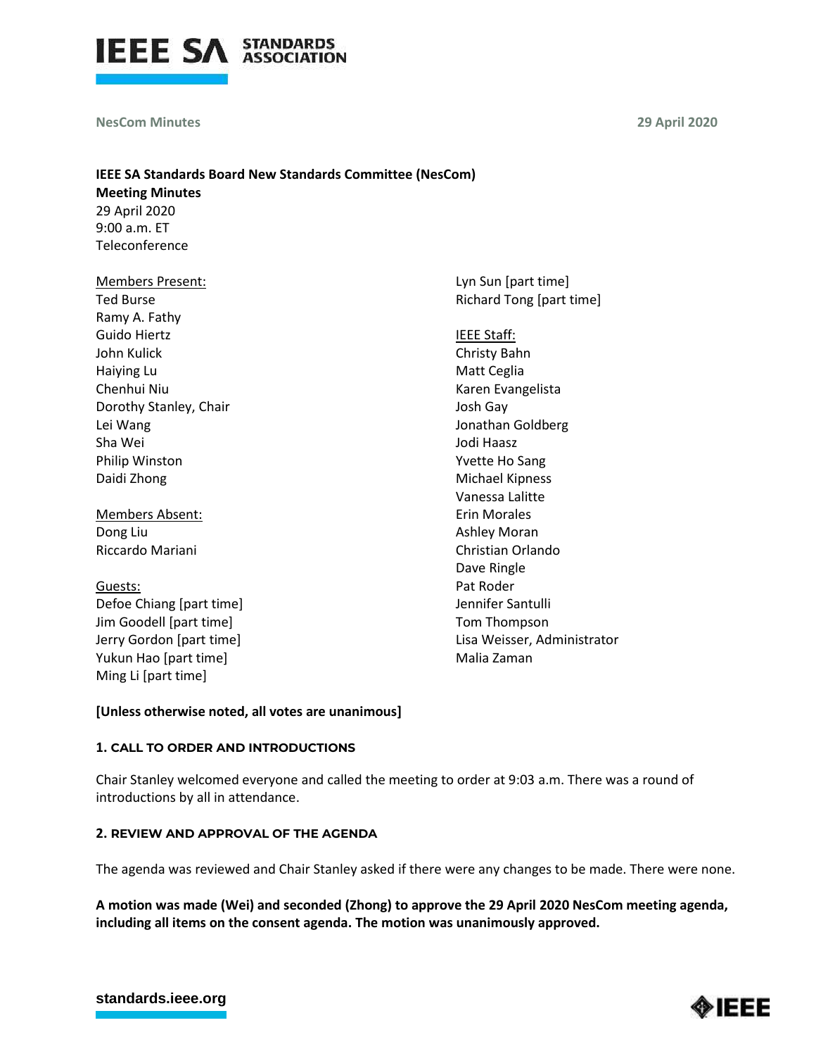**IEEE SA Standards Board New Standards Committee (NesCom)**
**Meeting Minutes**
29 April 2020
9:00 a.m. ET
Teleconference

Members Present:
Ted Burse
Ramy A. Fathy
Guido Hiertz
John Kulick
Haiying Lu
Chenhui Niu
Dorothy Stanley, Chair
Lei Wang
Sha Wei
Philip Winston
Daidi Zhong

Members Absent:
Dong Liu
Riccardo Mariani

Guests:
Defoe Chiang [part time]
Jim Goodell [part time]
Jerry Gordon [part time]
Yukun Hao [part time]
Ming Li [part time]
Lyn Sun [part time]
Richard Tong [part time]

IEEE Staff:
Christy Bahn
Matt Ceglia
Karen Evangelista
Josh Gay
Jonathan Goldberg
Jodi Haasz
Yvette Ho Sang
Michael Kipness
Vanessa Lalitte
Erin Morales
Ashley Moran
Christian Orlando
Dave Ringle
Pat Roder
Jennifer Santulli
Tom Thompson
Lisa Weisser, Administrator
Malia Zaman

**[Unless otherwise noted, all votes are unanimous]**

## 1. CALL TO ORDER AND INTRODUCTIONS

Chair Stanley welcomed everyone and called the meeting to order at 9:03 a.m. There was a round of introductions by all in attendance.

## 2. REVIEW AND APPROVAL OF THE AGENDA

The agenda was reviewed and Chair Stanley asked if there were any changes to be made. There were none.

**A motion was made (Wei) and seconded (Zhong) to approve the 29 April 2020 NesCom meeting agenda, including all items on the consent agenda. The motion was unanimously approved.**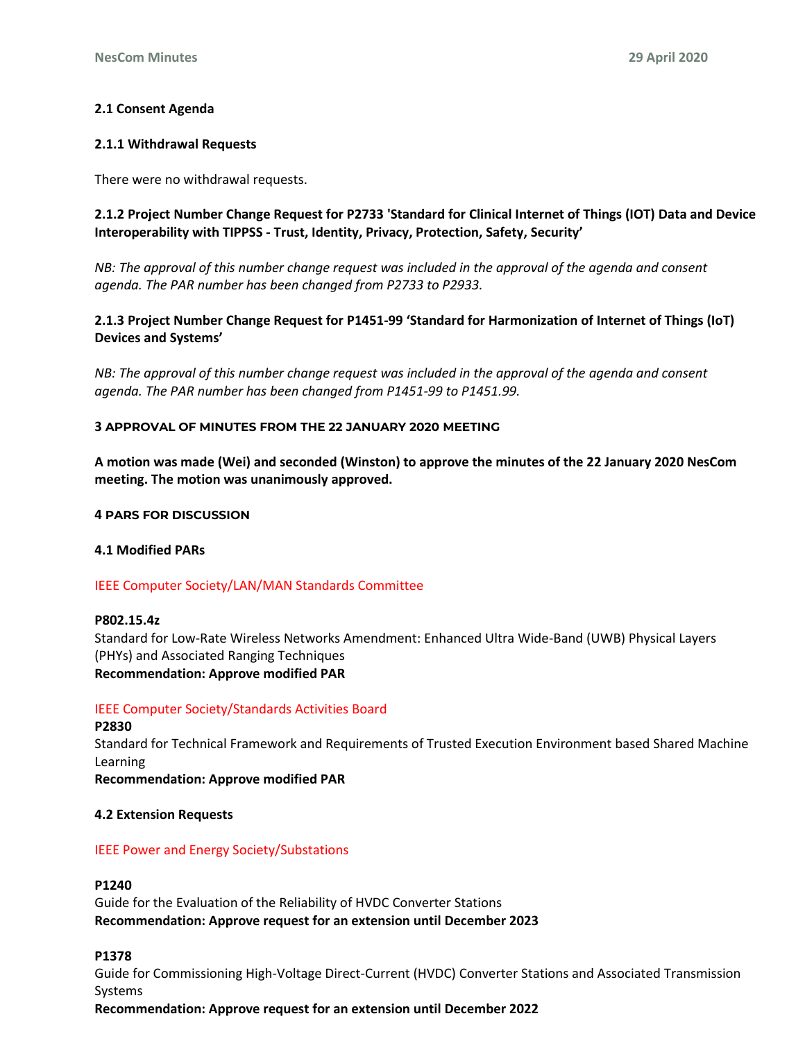### 2.1 Consent Agenda

#### 2.1.1 Withdrawal Requests

There were no withdrawal requests.

#### 2.1.2 Project Number Change Request for P2733 'Standard for Clinical Internet of Things (IOT) Data and Device Interoperability with TIPPSS - Trust, Identity, Privacy, Protection, Safety, Security'

*NB: The approval of this number change request was included in the approval of the agenda and consent agenda. The PAR number has been changed from P2733 to P2933.*

#### 2.1.3 Project Number Change Request for P1451-99 'Standard for Harmonization of Internet of Things (IoT) Devices and Systems'

*NB: The approval of this number change request was included in the approval of the agenda and consent agenda. The PAR number has been changed from P1451-99 to P1451.99.*

## 3 APPROVAL OF MINUTES FROM THE 22 JANUARY 2020 MEETING

**A motion was made (Wei) and seconded (Winston) to approve the minutes of the 22 January 2020 NesCom meeting. The motion was unanimously approved.**

## 4 PARS FOR DISCUSSION

### 4.1 Modified PARs

IEEE Computer Society/LAN/MAN Standards Committee

**P802.15.4z**
Standard for Low-Rate Wireless Networks Amendment: Enhanced Ultra Wide-Band (UWB) Physical Layers (PHYs) and Associated Ranging Techniques
**Recommendation: Approve modified PAR**

IEEE Computer Society/Standards Activities Board

**P2830**
Standard for Technical Framework and Requirements of Trusted Execution Environment based Shared Machine Learning
**Recommendation: Approve modified PAR**

### 4.2 Extension Requests

IEEE Power and Energy Society/Substations

**P1240**
Guide for the Evaluation of the Reliability of HVDC Converter Stations
**Recommendation: Approve request for an extension until December 2023**

**P1378**
Guide for Commissioning High-Voltage Direct-Current (HVDC) Converter Stations and Associated Transmission Systems
**Recommendation: Approve request for an extension until December 2022**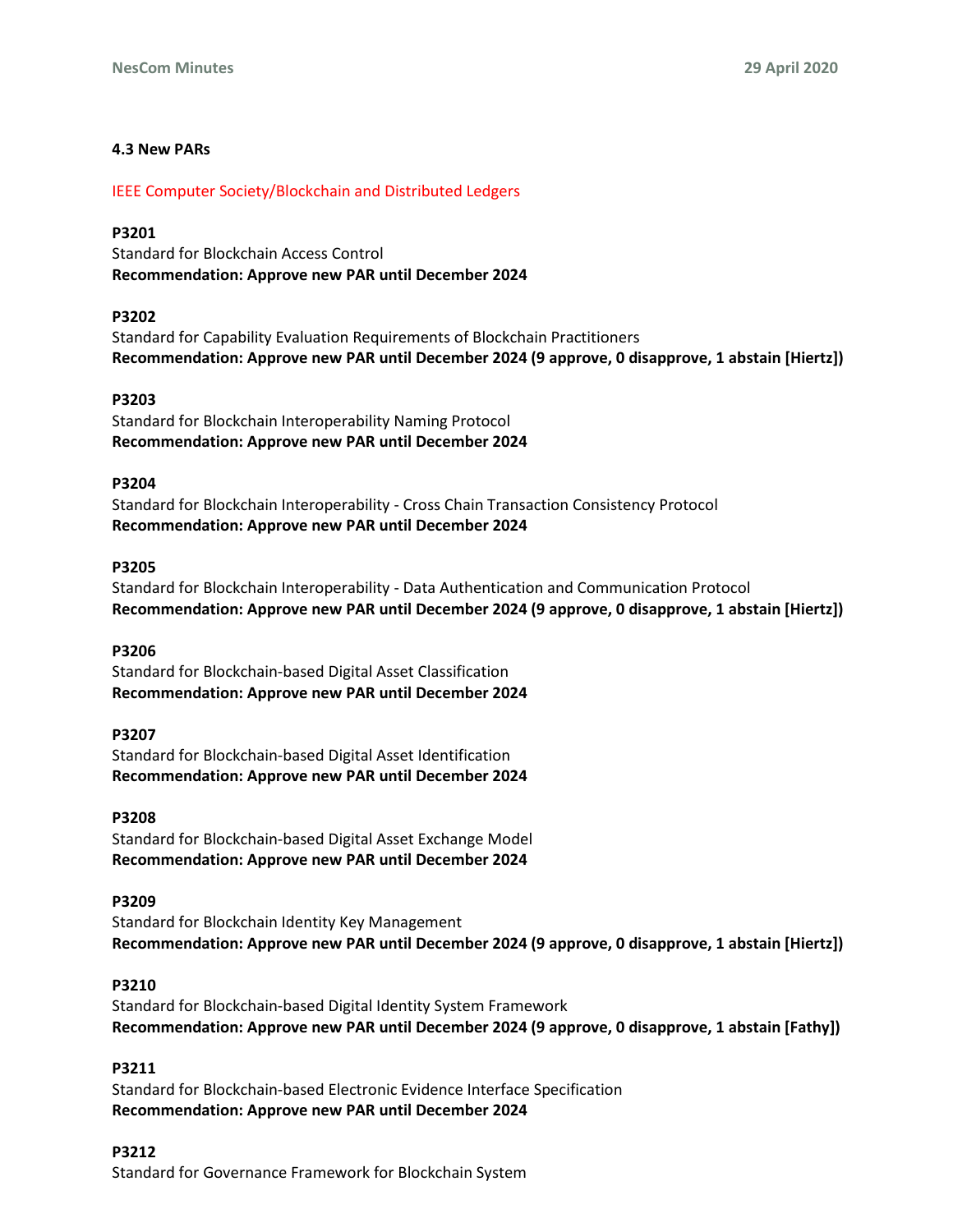### 4.3 New PARs

IEEE Computer Society/Blockchain and Distributed Ledgers

**P3201**
Standard for Blockchain Access Control
**Recommendation: Approve new PAR until December 2024**

**P3202**
Standard for Capability Evaluation Requirements of Blockchain Practitioners
**Recommendation: Approve new PAR until December 2024 (9 approve, 0 disapprove, 1 abstain [Hiertz])**

**P3203**
Standard for Blockchain Interoperability Naming Protocol
**Recommendation: Approve new PAR until December 2024**

**P3204**
Standard for Blockchain Interoperability - Cross Chain Transaction Consistency Protocol
**Recommendation: Approve new PAR until December 2024**

**P3205**
Standard for Blockchain Interoperability - Data Authentication and Communication Protocol
**Recommendation: Approve new PAR until December 2024 (9 approve, 0 disapprove, 1 abstain [Hiertz])**

**P3206**
Standard for Blockchain-based Digital Asset Classification
**Recommendation: Approve new PAR until December 2024**

**P3207**
Standard for Blockchain-based Digital Asset Identification
**Recommendation: Approve new PAR until December 2024**

**P3208**
Standard for Blockchain-based Digital Asset Exchange Model
**Recommendation: Approve new PAR until December 2024**

**P3209**
Standard for Blockchain Identity Key Management
**Recommendation: Approve new PAR until December 2024 (9 approve, 0 disapprove, 1 abstain [Hiertz])**

**P3210**
Standard for Blockchain-based Digital Identity System Framework
**Recommendation: Approve new PAR until December 2024 (9 approve, 0 disapprove, 1 abstain [Fathy])**

**P3211**
Standard for Blockchain-based Electronic Evidence Interface Specification
**Recommendation: Approve new PAR until December 2024**

**P3212**
Standard for Governance Framework for Blockchain System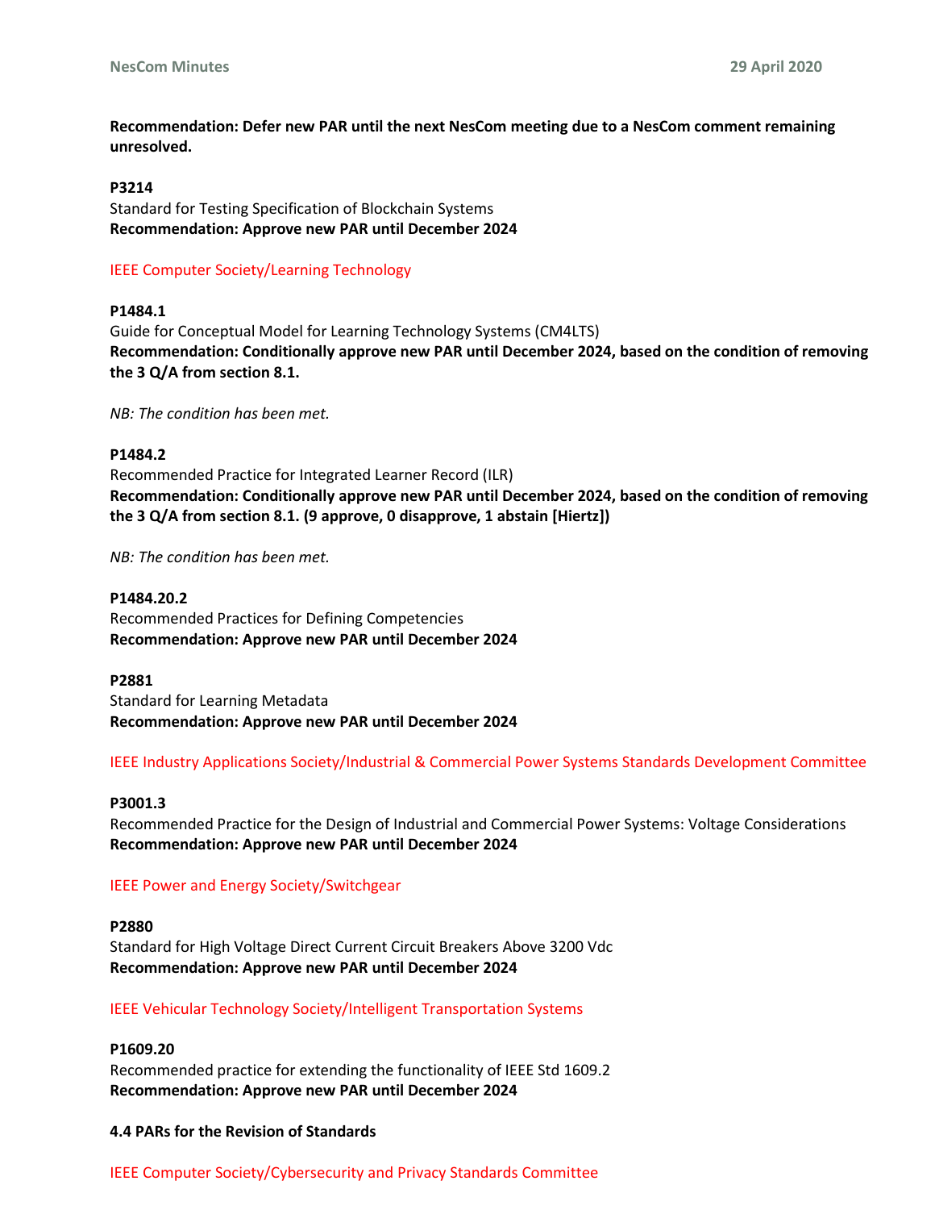**Recommendation: Defer new PAR until the next NesCom meeting due to a NesCom comment remaining unresolved.**

**P3214**
Standard for Testing Specification of Blockchain Systems
**Recommendation: Approve new PAR until December 2024**

IEEE Computer Society/Learning Technology

**P1484.1**
Guide for Conceptual Model for Learning Technology Systems (CM4LTS)
**Recommendation: Conditionally approve new PAR until December 2024, based on the condition of removing the 3 Q/A from section 8.1.**

*NB: The condition has been met.*

**P1484.2**
Recommended Practice for Integrated Learner Record (ILR)
**Recommendation: Conditionally approve new PAR until December 2024, based on the condition of removing the 3 Q/A from section 8.1. (9 approve, 0 disapprove, 1 abstain [Hiertz])**

*NB: The condition has been met.*

**P1484.20.2**
Recommended Practices for Defining Competencies
**Recommendation: Approve new PAR until December 2024**

**P2881**
Standard for Learning Metadata
**Recommendation: Approve new PAR until December 2024**

IEEE Industry Applications Society/Industrial & Commercial Power Systems Standards Development Committee

**P3001.3**
Recommended Practice for the Design of Industrial and Commercial Power Systems: Voltage Considerations
**Recommendation: Approve new PAR until December 2024**

IEEE Power and Energy Society/Switchgear

**P2880**
Standard for High Voltage Direct Current Circuit Breakers Above 3200 Vdc
**Recommendation: Approve new PAR until December 2024**

IEEE Vehicular Technology Society/Intelligent Transportation Systems

**P1609.20**
Recommended practice for extending the functionality of IEEE Std 1609.2
**Recommendation: Approve new PAR until December 2024**

**4.4 PARs for the Revision of Standards**

IEEE Computer Society/Cybersecurity and Privacy Standards Committee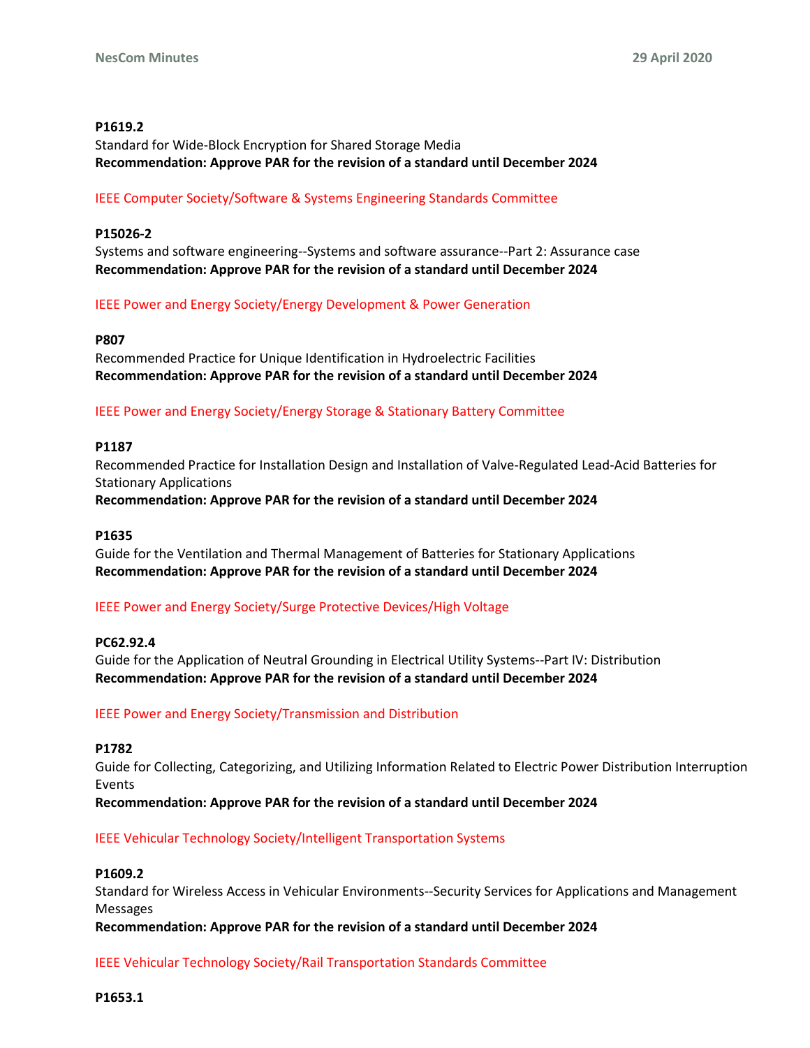**P1619.2**
Standard for Wide-Block Encryption for Shared Storage Media
**Recommendation: Approve PAR for the revision of a standard until December 2024**

IEEE Computer Society/Software & Systems Engineering Standards Committee

**P15026-2**
Systems and software engineering--Systems and software assurance--Part 2: Assurance case
**Recommendation: Approve PAR for the revision of a standard until December 2024**

IEEE Power and Energy Society/Energy Development & Power Generation

**P807**
Recommended Practice for Unique Identification in Hydroelectric Facilities
**Recommendation: Approve PAR for the revision of a standard until December 2024**

IEEE Power and Energy Society/Energy Storage & Stationary Battery Committee

**P1187**
Recommended Practice for Installation Design and Installation of Valve-Regulated Lead-Acid Batteries for Stationary Applications
**Recommendation: Approve PAR for the revision of a standard until December 2024**

**P1635**
Guide for the Ventilation and Thermal Management of Batteries for Stationary Applications
**Recommendation: Approve PAR for the revision of a standard until December 2024**

IEEE Power and Energy Society/Surge Protective Devices/High Voltage

**PC62.92.4**
Guide for the Application of Neutral Grounding in Electrical Utility Systems--Part IV: Distribution
**Recommendation: Approve PAR for the revision of a standard until December 2024**

IEEE Power and Energy Society/Transmission and Distribution

**P1782**
Guide for Collecting, Categorizing, and Utilizing Information Related to Electric Power Distribution Interruption Events
**Recommendation: Approve PAR for the revision of a standard until December 2024**

IEEE Vehicular Technology Society/Intelligent Transportation Systems

**P1609.2**
Standard for Wireless Access in Vehicular Environments--Security Services for Applications and Management Messages
**Recommendation: Approve PAR for the revision of a standard until December 2024**

IEEE Vehicular Technology Society/Rail Transportation Standards Committee

**P1653.1**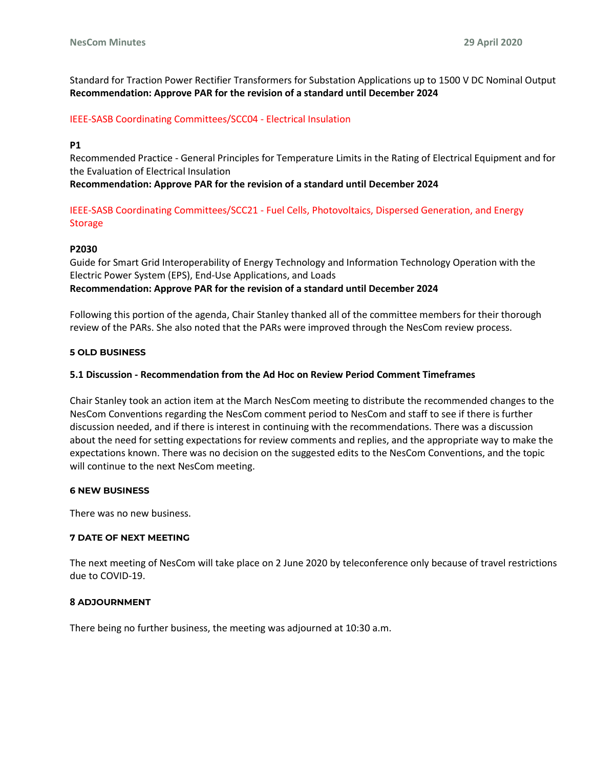Standard for Traction Power Rectifier Transformers for Substation Applications up to 1500 V DC Nominal Output
**Recommendation: Approve PAR for the revision of a standard until December 2024**

IEEE-SASB Coordinating Committees/SCC04 - Electrical Insulation

**P1**
Recommended Practice - General Principles for Temperature Limits in the Rating of Electrical Equipment and for the Evaluation of Electrical Insulation
**Recommendation: Approve PAR for the revision of a standard until December 2024**

IEEE-SASB Coordinating Committees/SCC21 - Fuel Cells, Photovoltaics, Dispersed Generation, and Energy Storage

**P2030**
Guide for Smart Grid Interoperability of Energy Technology and Information Technology Operation with the Electric Power System (EPS), End-Use Applications, and Loads
**Recommendation: Approve PAR for the revision of a standard until December 2024**

Following this portion of the agenda, Chair Stanley thanked all of the committee members for their thorough review of the PARs. She also noted that the PARs were improved through the NesCom review process.

**5 OLD BUSINESS**

**5.1 Discussion - Recommendation from the Ad Hoc on Review Period Comment Timeframes**

Chair Stanley took an action item at the March NesCom meeting to distribute the recommended changes to the NesCom Conventions regarding the NesCom comment period to NesCom and staff to see if there is further discussion needed, and if there is interest in continuing with the recommendations. There was a discussion about the need for setting expectations for review comments and replies, and the appropriate way to make the expectations known. There was no decision on the suggested edits to the NesCom Conventions, and the topic will continue to the next NesCom meeting.

**6 NEW BUSINESS**

There was no new business.

**7 DATE OF NEXT MEETING**

The next meeting of NesCom will take place on 2 June 2020 by teleconference only because of travel restrictions due to COVID-19.

**8 ADJOURNMENT**

There being no further business, the meeting was adjourned at 10:30 a.m.